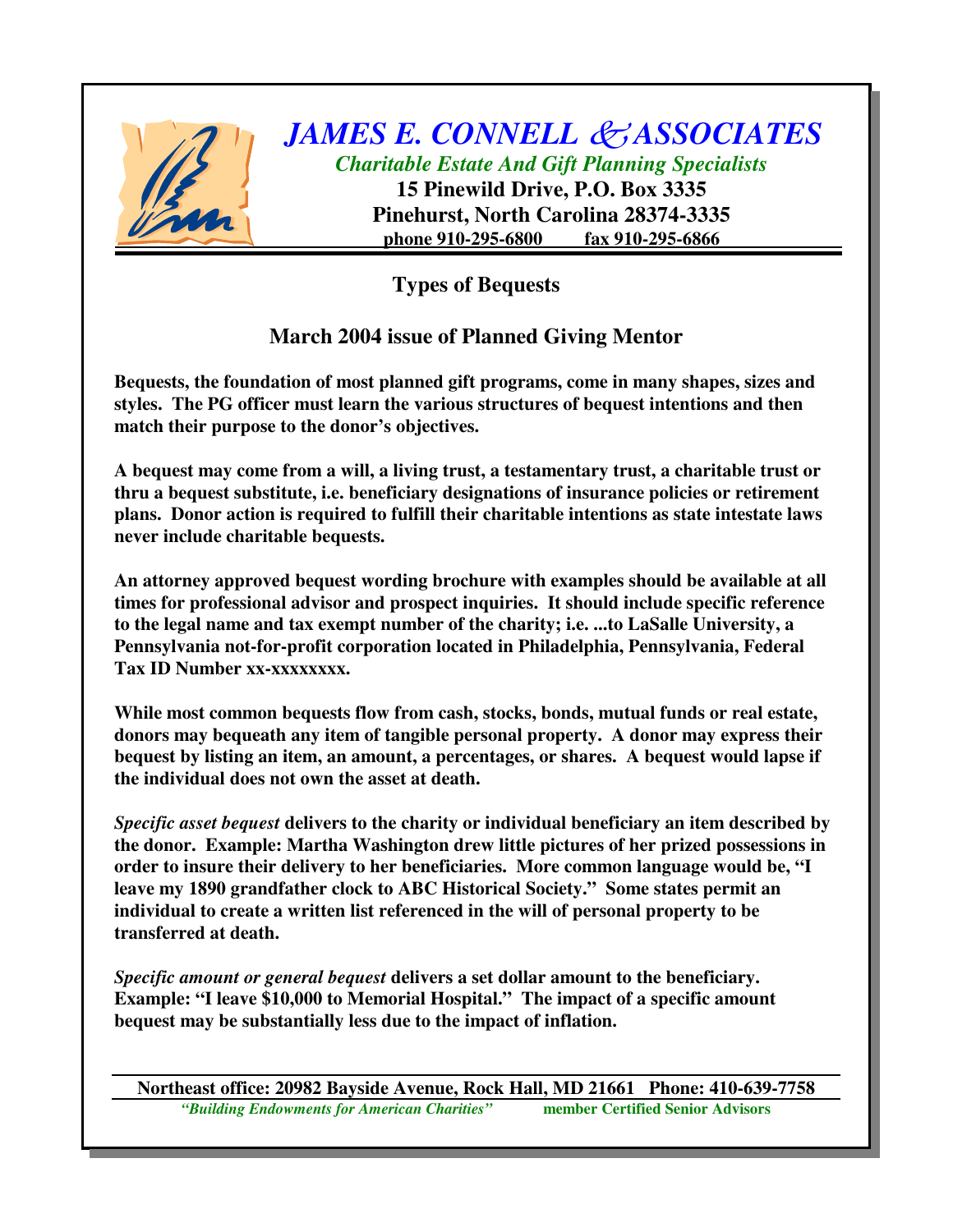# *JAMES E. CONNELL & ASSOCIATES*

***Charitable Estate And Gift Planning Specialists***

**15 Pinewild Drive, P.O. Box 3335**
**Pinehurst, North Carolina 28374-3335**
**phone 910-295-6800 fax 910-295-6866**

## Types of Bequests

## March 2004 issue of Planned Giving Mentor

**Bequests, the foundation of most planned gift programs, come in many shapes, sizes and styles. The PG officer must learn the various structures of bequest intentions and then match their purpose to the donor's objectives.**

**A bequest may come from a will, a living trust, a testamentary trust, a charitable trust or thru a bequest substitute, i.e. beneficiary designations of insurance policies or retirement plans. Donor action is required to fulfill their charitable intentions as state intestate laws never include charitable bequests.**

**An attorney approved bequest wording brochure with examples should be available at all times for professional advisor and prospect inquiries. It should include specific reference to the legal name and tax exempt number of the charity; i.e. ...to LaSalle University, a Pennsylvania not-for-profit corporation located in Philadelphia, Pennsylvania, Federal Tax ID Number xx-xxxxxxxx.**

**While most common bequests flow from cash, stocks, bonds, mutual funds or real estate, donors may bequeath any item of tangible personal property. A donor may express their bequest by listing an item, an amount, a percentages, or shares. A bequest would lapse if the individual does not own the asset at death.**

***Specific asset bequest*** **delivers to the charity or individual beneficiary an item described by the donor. Example: Martha Washington drew little pictures of her prized possessions in order to insure their delivery to her beneficiaries. More common language would be, "I leave my 1890 grandfather clock to ABC Historical Society." Some states permit an individual to create a written list referenced in the will of personal property to be transferred at death.**

***Specific amount or general bequest*** **delivers a set dollar amount to the beneficiary. Example: "I leave $10,000 to Memorial Hospital." The impact of a specific amount bequest may be substantially less due to the impact of inflation.**

**Northeast office: 20982 Bayside Avenue, Rock Hall, MD 21661 Phone: 410-639-7758**

***"Building Endowments for American Charities"*** **member Certified Senior Advisors**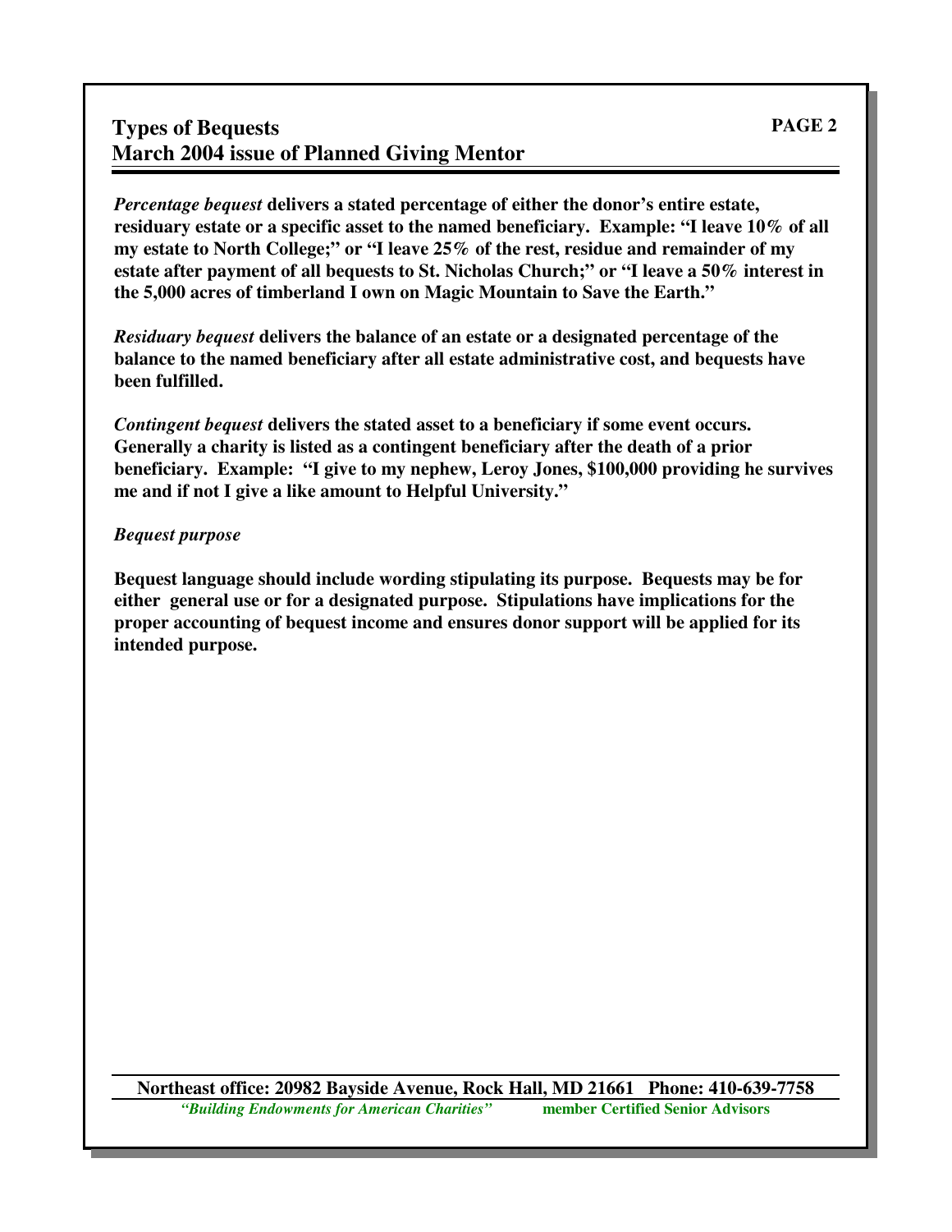*Percentage bequest* **delivers a stated percentage of either the donor's entire estate, residuary estate or a specific asset to the named beneficiary. Example: "I leave 10% of all my estate to North College;" or "I leave 25% of the rest, residue and remainder of my estate after payment of all bequests to St. Nicholas Church;" or "I leave a 50% interest in the 5,000 acres of timberland I own on Magic Mountain to Save the Earth."**

*Residuary bequest* **delivers the balance of an estate or a designated percentage of the balance to the named beneficiary after all estate administrative cost, and bequests have been fulfilled.**

*Contingent bequest* **delivers the stated asset to a beneficiary if some event occurs. Generally a charity is listed as a contingent beneficiary after the death of a prior beneficiary. Example: "I give to my nephew, Leroy Jones, $100,000 providing he survives me and if not I give a like amount to Helpful University."**

***Bequest purpose***

**Bequest language should include wording stipulating its purpose. Bequests may be for either general use or for a designated purpose. Stipulations have implications for the proper accounting of bequest income and ensures donor support will be applied for its intended purpose.**